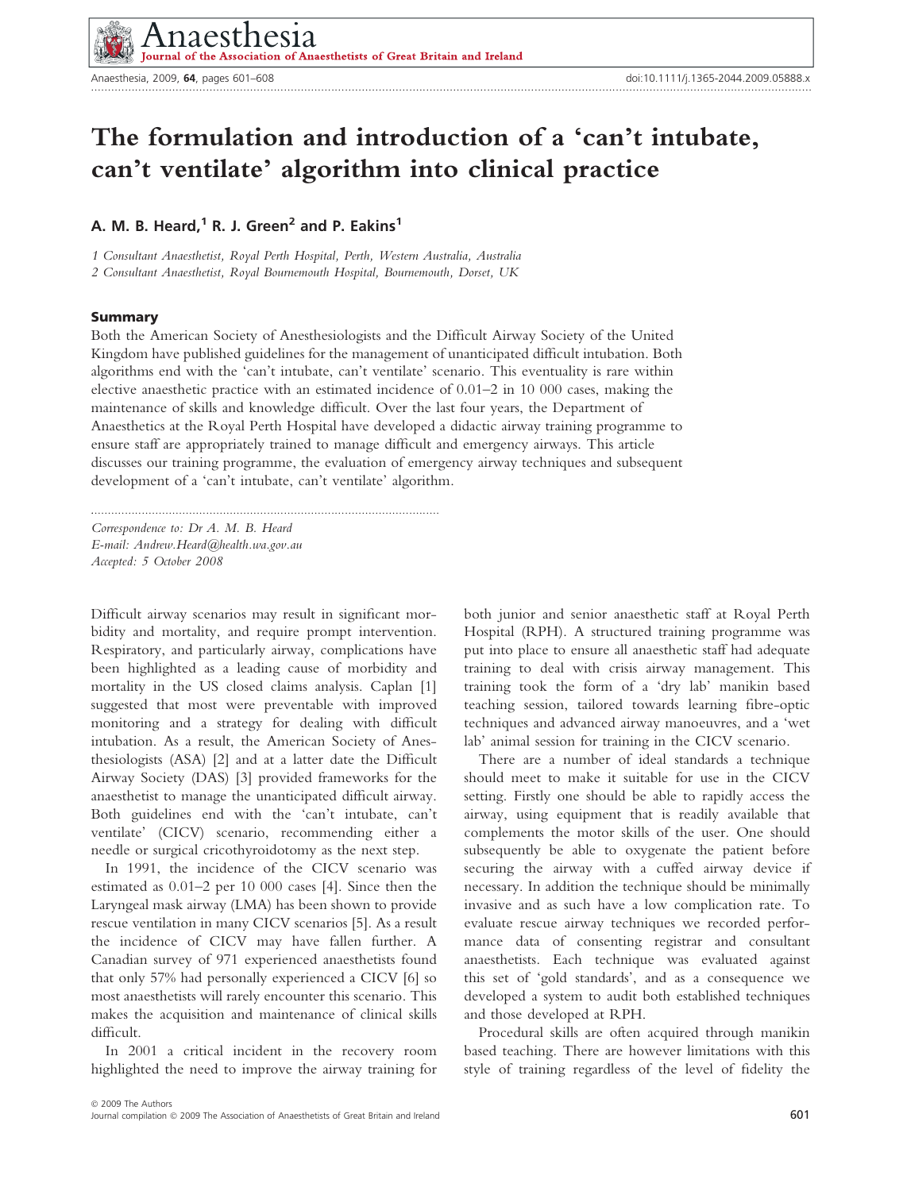# The formulation and introduction of a 'can't intubate, can't ventilate' algorithm into clinical practice

**A. M. B. Heard,[1] R. J. Green[2] and P. Eakins[1]**

*1 Consultant Anaesthetist, Royal Perth Hospital, Perth, Western Australia, Australia*
*2 Consultant Anaesthetist, Royal Bournemouth Hospital, Bournemouth, Dorset, UK*

## Summary

Both the American Society of Anesthesiologists and the Difficult Airway Society of the United Kingdom have published guidelines for the management of unanticipated difficult intubation. Both algorithms end with the 'can't intubate, can't ventilate' scenario. This eventuality is rare within elective anaesthetic practice with an estimated incidence of 0.01–2 in 10 000 cases, making the maintenance of skills and knowledge difficult. Over the last four years, the Department of Anaesthetics at the Royal Perth Hospital have developed a didactic airway training programme to ensure staff are appropriately trained to manage difficult and emergency airways. This article discusses our training programme, the evaluation of emergency airway techniques and subsequent development of a 'can't intubate, can't ventilate' algorithm.

*Correspondence to: Dr A. M. B. Heard*
*E-mail: Andrew.Heard@health.wa.gov.au*
*Accepted: 5 October 2008*

Difficult airway scenarios may result in significant morbidity and mortality, and require prompt intervention. Respiratory, and particularly airway, complications have been highlighted as a leading cause of morbidity and mortality in the US closed claims analysis. Caplan [1] suggested that most were preventable with improved monitoring and a strategy for dealing with difficult intubation. As a result, the American Society of Anesthesiologists (ASA) [2] and at a latter date the Difficult Airway Society (DAS) [3] provided frameworks for the anaesthetist to manage the unanticipated difficult airway. Both guidelines end with the 'can't intubate, can't ventilate' (CICV) scenario, recommending either a needle or surgical cricothyroidotomy as the next step.

In 1991, the incidence of the CICV scenario was estimated as 0.01–2 per 10 000 cases [4]. Since then the Laryngeal mask airway (LMA) has been shown to provide rescue ventilation in many CICV scenarios [5]. As a result the incidence of CICV may have fallen further. A Canadian survey of 971 experienced anaesthetists found that only 57% had personally experienced a CICV [6] so most anaesthetists will rarely encounter this scenario. This makes the acquisition and maintenance of clinical skills difficult.

In 2001 a critical incident in the recovery room highlighted the need to improve the airway training for both junior and senior anaesthetic staff at Royal Perth Hospital (RPH). A structured training programme was put into place to ensure all anaesthetic staff had adequate training to deal with crisis airway management. This training took the form of a 'dry lab' manikin based teaching session, tailored towards learning fibre-optic techniques and advanced airway manoeuvres, and a 'wet lab' animal session for training in the CICV scenario.

There are a number of ideal standards a technique should meet to make it suitable for use in the CICV setting. Firstly one should be able to rapidly access the airway, using equipment that is readily available that complements the motor skills of the user. One should subsequently be able to oxygenate the patient before securing the airway with a cuffed airway device if necessary. In addition the technique should be minimally invasive and as such have a low complication rate. To evaluate rescue airway techniques we recorded performance data of consenting registrar and consultant anaesthetists. Each technique was evaluated against this set of 'gold standards', and as a consequence we developed a system to audit both established techniques and those developed at RPH.

Procedural skills are often acquired through manikin based teaching. There are however limitations with this style of training regardless of the level of fidelity the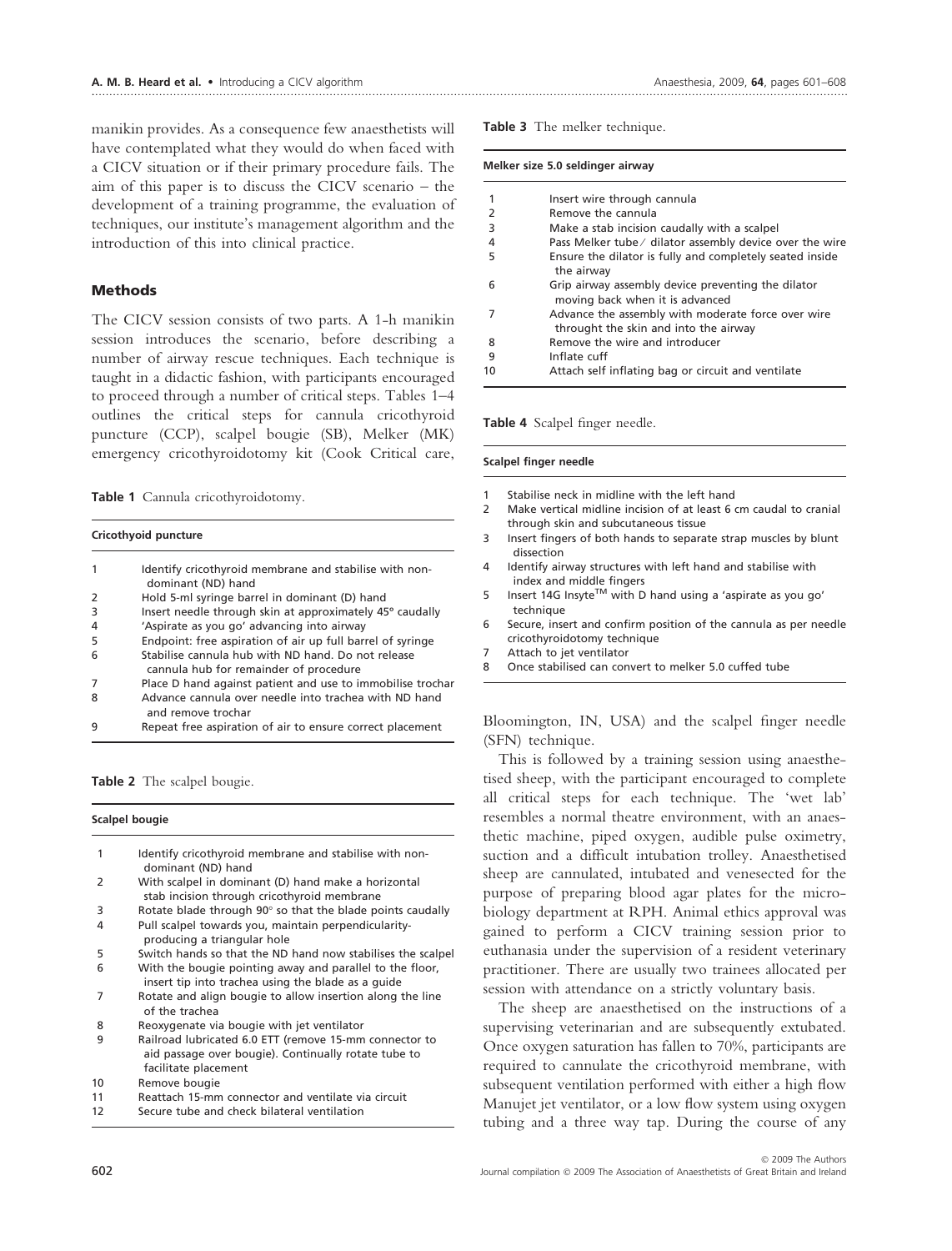manikin provides. As a consequence few anaesthetists will have contemplated what they would do when faced with a CICV situation or if their primary procedure fails. The aim of this paper is to discuss the CICV scenario – the development of a training programme, the evaluation of techniques, our institute's management algorithm and the introduction of this into clinical practice.

## Methods

The CICV session consists of two parts. A 1-h manikin session introduces the scenario, before describing a number of airway rescue techniques. Each technique is taught in a didactic fashion, with participants encouraged to proceed through a number of critical steps. Tables 1–4 outlines the critical steps for cannula cricothyroid puncture (CCP), scalpel bougie (SB), Melker (MK) emergency cricothyroidotomy kit (Cook Critical care, Bloomington, IN, USA) and the scalpel finger needle (SFN) technique.

**Table 1** Cannula cricothyroidotomy.

| Cricothyoid puncture | |
|---|---|
| 1 | Identify cricothyroid membrane and stabilise with non-dominant (ND) hand |
| 2 | Hold 5-ml syringe barrel in dominant (D) hand |
| 3 | Insert needle through skin at approximately 45° caudally |
| 4 | 'Aspirate as you go' advancing into airway |
| 5 | Endpoint: free aspiration of air up full barrel of syringe |
| 6 | Stabilise cannula hub with ND hand. Do not release cannula hub for remainder of procedure |
| 7 | Place D hand against patient and use to immobilise trochar |
| 8 | Advance cannula over needle into trachea with ND hand and remove trochar |
| 9 | Repeat free aspiration of air to ensure correct placement |

**Table 2** The scalpel bougie.

| Scalpel bougie | |
|---|---|
| 1 | Identify cricothyroid membrane and stabilise with non-dominant (ND) hand |
| 2 | With scalpel in dominant (D) hand make a horizontal stab incision through cricothyroid membrane |
| 3 | Rotate blade through 90° so that the blade points caudally |
| 4 | Pull scalpel towards you, maintain perpendicularity-producing a triangular hole |
| 5 | Switch hands so that the ND hand now stabilises the scalpel |
| 6 | With the bougie pointing away and parallel to the floor, insert tip into trachea using the blade as a guide |
| 7 | Rotate and align bougie to allow insertion along the line of the trachea |
| 8 | Reoxygenate via bougie with jet ventilator |
| 9 | Railroad lubricated 6.0 ETT (remove 15-mm connector to aid passage over bougie). Continually rotate tube to facilitate placement |
| 10 | Remove bougie |
| 11 | Reattach 15-mm connector and ventilate via circuit |
| 12 | Secure tube and check bilateral ventilation |

**Table 3** The melker technique.

| Melker size 5.0 seldinger airway | |
|---|---|
| 1 | Insert wire through cannula |
| 2 | Remove the cannula |
| 3 | Make a stab incision caudally with a scalpel |
| 4 | Pass Melker tube / dilator assembly device over the wire |
| 5 | Ensure the dilator is fully and completely seated inside the airway |
| 6 | Grip airway assembly device preventing the dilator moving back when it is advanced |
| 7 | Advance the assembly with moderate force over wire throught the skin and into the airway |
| 8 | Remove the wire and introducer |
| 9 | Inflate cuff |
| 10 | Attach self inflating bag or circuit and ventilate |

**Table 4** Scalpel finger needle.

| Scalpel finger needle | |
|---|---|
| 1 | Stabilise neck in midline with the left hand |
| 2 | Make vertical midline incision of at least 6 cm caudal to cranial through skin and subcutaneous tissue |
| 3 | Insert fingers of both hands to separate strap muscles by blunt dissection |
| 4 | Identify airway structures with left hand and stabilise with index and middle fingers |
| 5 | Insert 14G Insyte™ with D hand using a 'aspirate as you go' technique |
| 6 | Secure, insert and confirm position of the cannula as per needle cricothyroidotomy technique |
| 7 | Attach to jet ventilator |
| 8 | Once stabilised can convert to melker 5.0 cuffed tube |

This is followed by a training session using anaesthetised sheep, with the participant encouraged to complete all critical steps for each technique. The 'wet lab' resembles a normal theatre environment, with an anaesthetic machine, piped oxygen, audible pulse oximetry, suction and a difficult intubation trolley. Anaesthetised sheep are cannulated, intubated and venesected for the purpose of preparing blood agar plates for the microbiology department at RPH. Animal ethics approval was gained to perform a CICV training session prior to euthanasia under the supervision of a resident veterinary practitioner. There are usually two trainees allocated per session with attendance on a strictly voluntary basis.

The sheep are anaesthetised on the instructions of a supervising veterinarian and are subsequently extubated. Once oxygen saturation has fallen to 70%, participants are required to cannulate the cricothyroid membrane, with subsequent ventilation performed with either a high flow Manujet jet ventilator, or a low flow system using oxygen tubing and a three way tap. During the course of any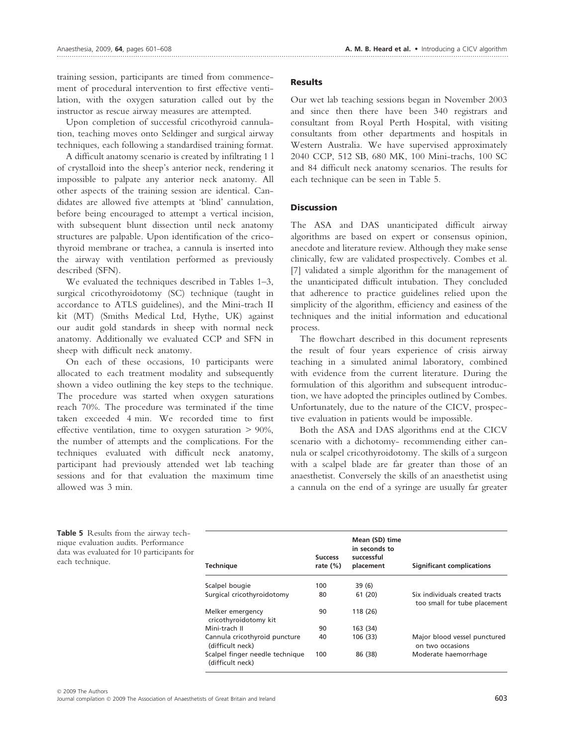training session, participants are timed from commencement of procedural intervention to first effective ventilation, with the oxygen saturation called out by the instructor as rescue airway measures are attempted.

Upon completion of successful cricothyroid cannulation, teaching moves onto Seldinger and surgical airway techniques, each following a standardised training format.

A difficult anatomy scenario is created by infiltrating 1 l of crystalloid into the sheep's anterior neck, rendering it impossible to palpate any anterior neck anatomy. All other aspects of the training session are identical. Candidates are allowed five attempts at 'blind' cannulation, before being encouraged to attempt a vertical incision, with subsequent blunt dissection until neck anatomy structures are palpable. Upon identification of the cricothyroid membrane or trachea, a cannula is inserted into the airway with ventilation performed as previously described (SFN).

We evaluated the techniques described in Tables 1–3, surgical cricothyroidotomy (SC) technique (taught in accordance to ATLS guidelines), and the Mini-trach II kit (MT) (Smiths Medical Ltd, Hythe, UK) against our audit gold standards in sheep with normal neck anatomy. Additionally we evaluated CCP and SFN in sheep with difficult neck anatomy.

On each of these occasions, 10 participants were allocated to each treatment modality and subsequently shown a video outlining the key steps to the technique. The procedure was started when oxygen saturations reach 70%. The procedure was terminated if the time taken exceeded 4 min. We recorded time to first effective ventilation, time to oxygen saturation > 90%, the number of attempts and the complications. For the techniques evaluated with difficult neck anatomy, participant had previously attended wet lab teaching sessions and for that evaluation the maximum time allowed was 3 min.

## Results

Our wet lab teaching sessions began in November 2003 and since then there have been 340 registrars and consultant from Royal Perth Hospital, with visiting consultants from other departments and hospitals in Western Australia. We have supervised approximately 2040 CCP, 512 SB, 680 MK, 100 Mini-trachs, 100 SC and 84 difficult neck anatomy scenarios. The results for each technique can be seen in Table 5.

## Discussion

The ASA and DAS unanticipated difficult airway algorithms are based on expert or consensus opinion, anecdote and literature review. Although they make sense clinically, few are validated prospectively. Combes et al. [7] validated a simple algorithm for the management of the unanticipated difficult intubation. They concluded that adherence to practice guidelines relied upon the simplicity of the algorithm, efficiency and easiness of the techniques and the initial information and educational process.

The flowchart described in this document represents the result of four years experience of crisis airway teaching in a simulated animal laboratory, combined with evidence from the current literature. During the formulation of this algorithm and subsequent introduction, we have adopted the principles outlined by Combes. Unfortunately, due to the nature of the CICV, prospective evaluation in patients would be impossible.

Both the ASA and DAS algorithms end at the CICV scenario with a dichotomy- recommending either cannula or scalpel cricothyroidotomy. The skills of a surgeon with a scalpel blade are far greater than those of an anaesthetist. Conversely the skills of an anaesthetist using a cannula on the end of a syringe are usually far greater

**Table 5** Results from the airway technique evaluation audits. Performance data was evaluated for 10 participants for each technique.

| Technique | Success rate (%) | Mean (SD) time in seconds to successful placement | Significant complications |
|---|---|---|---|
| Scalpel bougie | 100 | 39 (6) | |
| Surgical cricothyroidotomy | 80 | 61 (20) | Six individuals created tracts too small for tube placement |
| Melker emergency cricothyroidotomy kit | 90 | 118 (26) | |
| Mini-trach II | 90 | 163 (34) | |
| Cannula cricothyroid puncture (difficult neck) | 40 | 106 (33) | Major blood vessel punctured on two occasions |
| Scalpel finger needle technique (difficult neck) | 100 | 86 (38) | Moderate haemorrhage |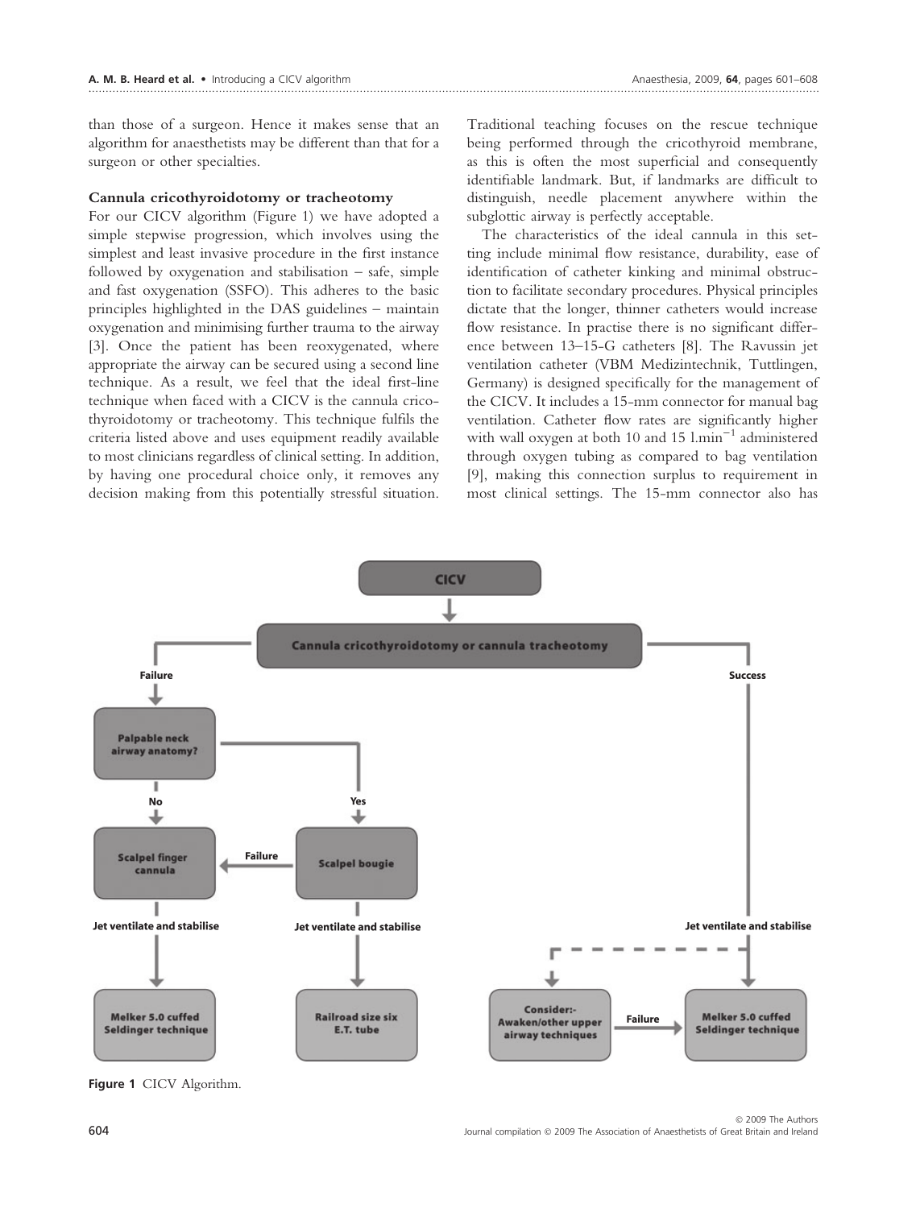than those of a surgeon. Hence it makes sense that an algorithm for anaesthetists may be different than that for a surgeon or other specialties.

### Cannula cricothyroidotomy or tracheotomy

For our CICV algorithm (Figure 1) we have adopted a simple stepwise progression, which involves using the simplest and least invasive procedure in the first instance followed by oxygenation and stabilisation – safe, simple and fast oxygenation (SSFO). This adheres to the basic principles highlighted in the DAS guidelines – maintain oxygenation and minimising further trauma to the airway [3]. Once the patient has been reoxygenated, where appropriate the airway can be secured using a second line technique. As a result, we feel that the ideal first-line technique when faced with a CICV is the cannula cricothyroidotomy or tracheotomy. This technique fulfils the criteria listed above and uses equipment readily available to most clinicians regardless of clinical setting. In addition, by having one procedural choice only, it removes any decision making from this potentially stressful situation. Traditional teaching focuses on the rescue technique being performed through the cricothyroid membrane, as this is often the most superficial and consequently identifiable landmark. But, if landmarks are difficult to distinguish, needle placement anywhere within the subglottic airway is perfectly acceptable.

The characteristics of the ideal cannula in this setting include minimal flow resistance, durability, ease of identification of catheter kinking and minimal obstruction to facilitate secondary procedures. Physical principles dictate that the longer, thinner catheters would increase flow resistance. In practise there is no significant difference between 13–15-G catheters [8]. The Ravussin jet ventilation catheter (VBM Medizintechnik, Tuttlingen, Germany) is designed specifically for the management of the CICV. It includes a 15-mm connector for manual bag ventilation. Catheter flow rates are significantly higher with wall oxygen at both 10 and 15 $l.min^{-1}$ administered through oxygen tubing as compared to bag ventilation [9], making this connection surplus to requirement in most clinical settings. The 15-mm connector also has

CICV → Cannula cricothyroidotomy or cannula tracheotomy

- Failure → Palpable neck airway anatomy?
  - No → Scalpel finger cannula → Jet ventilate and stabilise → Melker 5.0 cuffed Seldinger technique
  - Yes → Scalpel bougie → Jet ventilate and stabilise → Railroad size six E.T. tube
    - Scalpel bougie Failure → Scalpel finger cannula
- Success → Jet ventilate and stabilise → Melker 5.0 cuffed Seldinger technique
  - (optional) Consider:- Awaken/other upper airway techniques → Failure → Melker 5.0 cuffed Seldinger technique

**Figure 1** CICV Algorithm.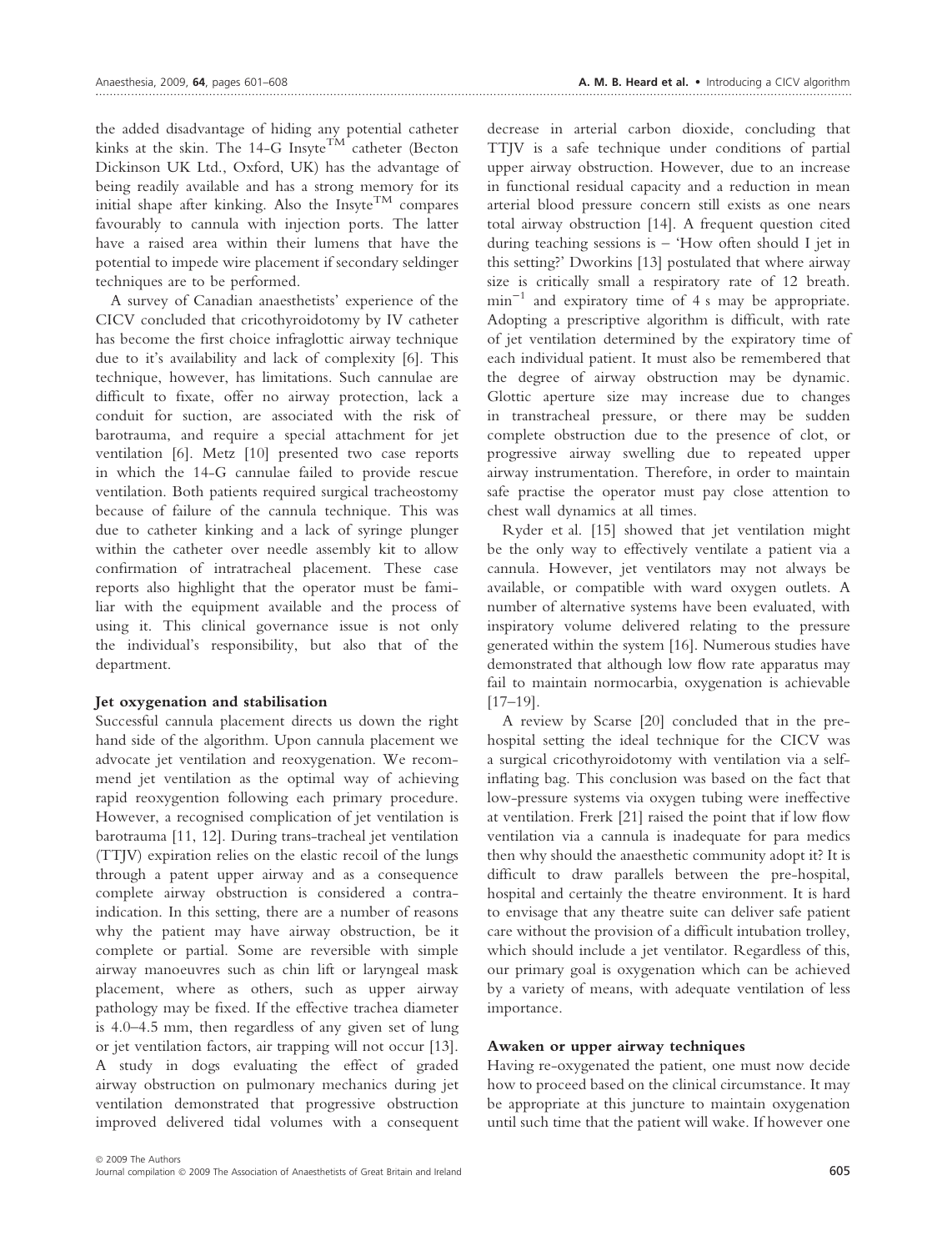the added disadvantage of hiding any potential catheter kinks at the skin. The 14-G Insyte™ catheter (Becton Dickinson UK Ltd., Oxford, UK) has the advantage of being readily available and has a strong memory for its initial shape after kinking. Also the Insyte™ compares favourably to cannula with injection ports. The latter have a raised area within their lumens that have the potential to impede wire placement if secondary seldinger techniques are to be performed.

A survey of Canadian anaesthetists' experience of the CICV concluded that cricothyroidotomy by IV catheter has become the first choice infraglottic airway technique due to it's availability and lack of complexity [6]. This technique, however, has limitations. Such cannulae are difficult to fixate, offer no airway protection, lack a conduit for suction, are associated with the risk of barotrauma, and require a special attachment for jet ventilation [6]. Metz [10] presented two case reports in which the 14-G cannulae failed to provide rescue ventilation. Both patients required surgical tracheostomy because of failure of the cannula technique. This was due to catheter kinking and a lack of syringe plunger within the catheter over needle assembly kit to allow confirmation of intratracheal placement. These case reports also highlight that the operator must be familiar with the equipment available and the process of using it. This clinical governance issue is not only the individual's responsibility, but also that of the department.

### Jet oxygenation and stabilisation

Successful cannula placement directs us down the right hand side of the algorithm. Upon cannula placement we advocate jet ventilation and reoxygenation. We recommend jet ventilation as the optimal way of achieving rapid reoxygention following each primary procedure. However, a recognised complication of jet ventilation is barotrauma [11, 12]. During trans-tracheal jet ventilation (TTJV) expiration relies on the elastic recoil of the lungs through a patent upper airway and as a consequence complete airway obstruction is considered a contraindication. In this setting, there are a number of reasons why the patient may have airway obstruction, be it complete or partial. Some are reversible with simple airway manoeuvres such as chin lift or laryngeal mask placement, where as others, such as upper airway pathology may be fixed. If the effective trachea diameter is 4.0–4.5 mm, then regardless of any given set of lung or jet ventilation factors, air trapping will not occur [13]. A study in dogs evaluating the effect of graded airway obstruction on pulmonary mechanics during jet ventilation demonstrated that progressive obstruction improved delivered tidal volumes with a consequent decrease in arterial carbon dioxide, concluding that TTJV is a safe technique under conditions of partial upper airway obstruction. However, due to an increase in functional residual capacity and a reduction in mean arterial blood pressure concern still exists as one nears total airway obstruction [14]. A frequent question cited during teaching sessions is – 'How often should I jet in this setting?' Dworkins [13] postulated that where airway size is critically small a respiratory rate of 12 breath. $\text{min}^{-1}$ and expiratory time of 4 s may be appropriate. Adopting a prescriptive algorithm is difficult, with rate of jet ventilation determined by the expiratory time of each individual patient. It must also be remembered that the degree of airway obstruction may be dynamic. Glottic aperture size may increase due to changes in transtracheal pressure, or there may be sudden complete obstruction due to the presence of clot, or progressive airway swelling due to repeated upper airway instrumentation. Therefore, in order to maintain safe practise the operator must pay close attention to chest wall dynamics at all times.

Ryder et al. [15] showed that jet ventilation might be the only way to effectively ventilate a patient via a cannula. However, jet ventilators may not always be available, or compatible with ward oxygen outlets. A number of alternative systems have been evaluated, with inspiratory volume delivered relating to the pressure generated within the system [16]. Numerous studies have demonstrated that although low flow rate apparatus may fail to maintain normocarbia, oxygenation is achievable [17–19].

A review by Scarse [20] concluded that in the pre-hospital setting the ideal technique for the CICV was a surgical cricothyroidotomy with ventilation via a self-inflating bag. This conclusion was based on the fact that low-pressure systems via oxygen tubing were ineffective at ventilation. Frerk [21] raised the point that if low flow ventilation via a cannula is inadequate for para medics then why should the anaesthetic community adopt it? It is difficult to draw parallels between the pre-hospital, hospital and certainly the theatre environment. It is hard to envisage that any theatre suite can deliver safe patient care without the provision of a difficult intubation trolley, which should include a jet ventilator. Regardless of this, our primary goal is oxygenation which can be achieved by a variety of means, with adequate ventilation of less importance.

### Awaken or upper airway techniques

Having re-oxygenated the patient, one must now decide how to proceed based on the clinical circumstance. It may be appropriate at this juncture to maintain oxygenation until such time that the patient will wake. If however one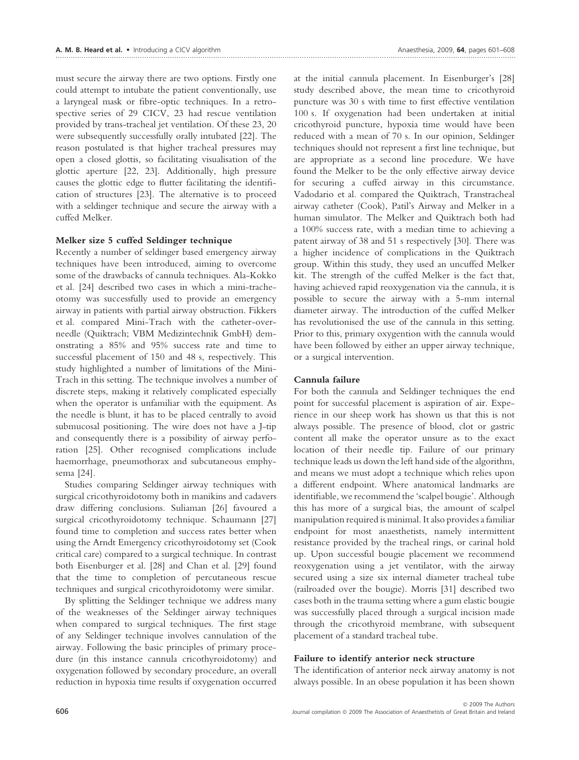must secure the airway there are two options. Firstly one could attempt to intubate the patient conventionally, use a laryngeal mask or fibre-optic techniques. In a retrospective series of 29 CICV, 23 had rescue ventilation provided by trans-tracheal jet ventilation. Of these 23, 20 were subsequently successfully orally intubated [22]. The reason postulated is that higher tracheal pressures may open a closed glottis, so facilitating visualisation of the glottic aperture [22, 23]. Additionally, high pressure causes the glottic edge to flutter facilitating the identification of structures [23]. The alternative is to proceed with a seldinger technique and secure the airway with a cuffed Melker.

### Melker size 5 cuffed Seldinger technique

Recently a number of seldinger based emergency airway techniques have been introduced, aiming to overcome some of the drawbacks of cannula techniques. Ala-Kokko et al. [24] described two cases in which a mini-tracheotomy was successfully used to provide an emergency airway in patients with partial airway obstruction. Fikkers et al. compared Mini-Trach with the catheter-over-needle (Quiktrach; VBM Medizintechnik GmbH) demonstrating a 85% and 95% success rate and time to successful placement of 150 and 48 s, respectively. This study highlighted a number of limitations of the Mini-Trach in this setting. The technique involves a number of discrete steps, making it relatively complicated especially when the operator is unfamiliar with the equipment. As the needle is blunt, it has to be placed centrally to avoid submucosal positioning. The wire does not have a J-tip and consequently there is a possibility of airway perforation [25]. Other recognised complications include haemorrhage, pneumothorax and subcutaneous emphysema [24].

Studies comparing Seldinger airway techniques with surgical cricothyroidotomy both in manikins and cadavers draw differing conclusions. Suliaman [26] favoured a surgical cricothyroidotomy technique. Schaumann [27] found time to completion and success rates better when using the Arndt Emergency cricothyroidotomy set (Cook critical care) compared to a surgical technique. In contrast both Eisenburger et al. [28] and Chan et al. [29] found that the time to completion of percutaneous rescue techniques and surgical cricothyroidotomy were similar.

By splitting the Seldinger technique we address many of the weaknesses of the Seldinger airway techniques when compared to surgical techniques. The first stage of any Seldinger technique involves cannulation of the airway. Following the basic principles of primary procedure (in this instance cannula cricothyroidotomy) and oxygenation followed by secondary procedure, an overall reduction in hypoxia time results if oxygenation occurred at the initial cannula placement. In Eisenburger's [28] study described above, the mean time to cricothyroid puncture was 30 s with time to first effective ventilation 100 s. If oxygenation had been undertaken at initial cricothyroid puncture, hypoxia time would have been reduced with a mean of 70 s. In our opinion, Seldinger techniques should not represent a first line technique, but are appropriate as a second line procedure. We have found the Melker to be the only effective airway device for securing a cuffed airway in this circumstance. Vadodario et al. compared the Quiktrach, Transtracheal airway catheter (Cook), Patil's Airway and Melker in a human simulator. The Melker and Quiktrach both had a 100% success rate, with a median time to achieving a patent airway of 38 and 51 s respectively [30]. There was a higher incidence of complications in the Quiktrach group. Within this study, they used an uncuffed Melker kit. The strength of the cuffed Melker is the fact that, having achieved rapid reoxygenation via the cannula, it is possible to secure the airway with a 5-mm internal diameter airway. The introduction of the cuffed Melker has revolutionised the use of the cannula in this setting. Prior to this, primary oxygention with the cannula would have been followed by either an upper airway technique, or a surgical intervention.

### Cannula failure

For both the cannula and Seldinger techniques the end point for successful placement is aspiration of air. Experience in our sheep work has shown us that this is not always possible. The presence of blood, clot or gastric content all make the operator unsure as to the exact location of their needle tip. Failure of our primary technique leads us down the left hand side of the algorithm, and means we must adopt a technique which relies upon a different endpoint. Where anatomical landmarks are identifiable, we recommend the 'scalpel bougie'. Although this has more of a surgical bias, the amount of scalpel manipulation required is minimal. It also provides a familiar endpoint for most anaesthetists, namely intermittent resistance provided by the tracheal rings, or carinal hold up. Upon successful bougie placement we recommend reoxygenation using a jet ventilator, with the airway secured using a size six internal diameter tracheal tube (railroaded over the bougie). Morris [31] described two cases both in the trauma setting where a gum elastic bougie was successfully placed through a surgical incision made through the cricothyroid membrane, with subsequent placement of a standard tracheal tube.

### Failure to identify anterior neck structure

The identification of anterior neck airway anatomy is not always possible. In an obese population it has been shown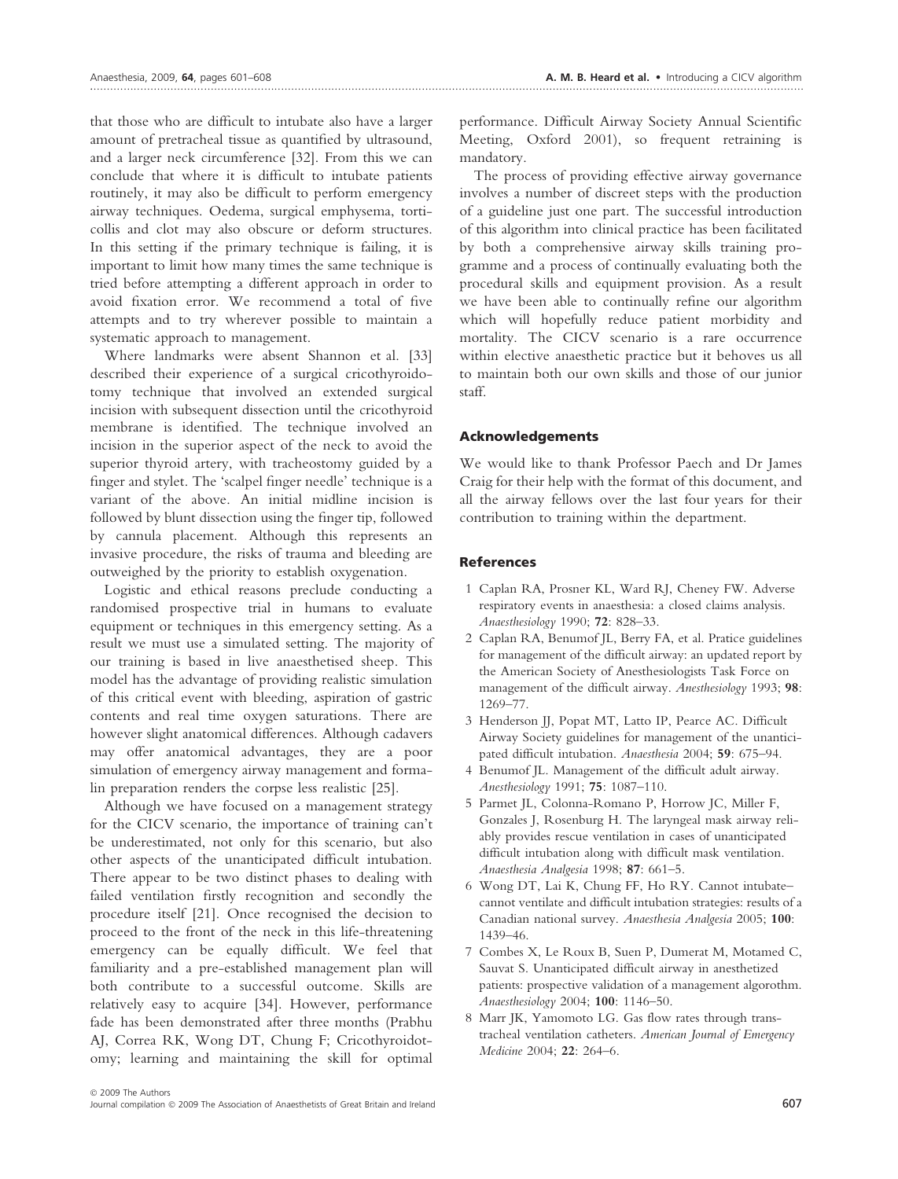that those who are difficult to intubate also have a larger amount of pretracheal tissue as quantified by ultrasound, and a larger neck circumference [32]. From this we can conclude that where it is difficult to intubate patients routinely, it may also be difficult to perform emergency airway techniques. Oedema, surgical emphysema, torticollis and clot may also obscure or deform structures. In this setting if the primary technique is failing, it is important to limit how many times the same technique is tried before attempting a different approach in order to avoid fixation error. We recommend a total of five attempts and to try wherever possible to maintain a systematic approach to management.

Where landmarks were absent Shannon et al. [33] described their experience of a surgical cricothyroidotomy technique that involved an extended surgical incision with subsequent dissection until the cricothyroid membrane is identified. The technique involved an incision in the superior aspect of the neck to avoid the superior thyroid artery, with tracheostomy guided by a finger and stylet. The 'scalpel finger needle' technique is a variant of the above. An initial midline incision is followed by blunt dissection using the finger tip, followed by cannula placement. Although this represents an invasive procedure, the risks of trauma and bleeding are outweighed by the priority to establish oxygenation.

Logistic and ethical reasons preclude conducting a randomised prospective trial in humans to evaluate equipment or techniques in this emergency setting. As a result we must use a simulated setting. The majority of our training is based in live anaesthetised sheep. This model has the advantage of providing realistic simulation of this critical event with bleeding, aspiration of gastric contents and real time oxygen saturations. There are however slight anatomical differences. Although cadavers may offer anatomical advantages, they are a poor simulation of emergency airway management and formalin preparation renders the corpse less realistic [25].

Although we have focused on a management strategy for the CICV scenario, the importance of training can't be underestimated, not only for this scenario, but also other aspects of the unanticipated difficult intubation. There appear to be two distinct phases to dealing with failed ventilation firstly recognition and secondly the procedure itself [21]. Once recognised the decision to proceed to the front of the neck in this life-threatening emergency can be equally difficult. We feel that familiarity and a pre-established management plan will both contribute to a successful outcome. Skills are relatively easy to acquire [34]. However, performance fade has been demonstrated after three months (Prabhu AJ, Correa RK, Wong DT, Chung F; Cricothyroidotomy; learning and maintaining the skill for optimal performance. Difficult Airway Society Annual Scientific Meeting, Oxford 2001), so frequent retraining is mandatory.

The process of providing effective airway governance involves a number of discreet steps with the production of a guideline just one part. The successful introduction of this algorithm into clinical practice has been facilitated by both a comprehensive airway skills training programme and a process of continually evaluating both the procedural skills and equipment provision. As a result we have been able to continually refine our algorithm which will hopefully reduce patient morbidity and mortality. The CICV scenario is a rare occurrence within elective anaesthetic practice but it behoves us all to maintain both our own skills and those of our junior staff.

## Acknowledgements

We would like to thank Professor Paech and Dr James Craig for their help with the format of this document, and all the airway fellows over the last four years for their contribution to training within the department.

## References

1 Caplan RA, Prosner KL, Ward RJ, Cheney FW. Adverse respiratory events in anaesthesia: a closed claims analysis. *Anaesthesiology* 1990; **72**: 828–33.

2 Caplan RA, Benumof JL, Berry FA, et al. Pratice guidelines for management of the difficult airway: an updated report by the American Society of Anesthesiologists Task Force on management of the difficult airway. *Anesthesiology* 1993; **98**: 1269–77.

3 Henderson JJ, Popat MT, Latto IP, Pearce AC. Difficult Airway Society guidelines for management of the unanticipated difficult intubation. *Anaesthesia* 2004; **59**: 675–94.

4 Benumof JL. Management of the difficult adult airway. *Anesthesiology* 1991; **75**: 1087–110.

5 Parmet JL, Colonna-Romano P, Horrow JC, Miller F, Gonzales J, Rosenburg H. The laryngeal mask airway reliably provides rescue ventilation in cases of unanticipated difficult intubation along with difficult mask ventilation. *Anaesthesia Analgesia* 1998; **87**: 661–5.

6 Wong DT, Lai K, Chung FF, Ho RY. Cannot intubate–cannot ventilate and difficult intubation strategies: results of a Canadian national survey. *Anaesthesia Analgesia* 2005; **100**: 1439–46.

7 Combes X, Le Roux B, Suen P, Dumerat M, Motamed C, Sauvat S. Unanticipated difficult airway in anesthetized patients: prospective validation of a management algorothm. *Anaesthesiology* 2004; **100**: 1146–50.

8 Marr JK, Yamomoto LG. Gas flow rates through transtracheal ventilation catheters. *American Journal of Emergency Medicine* 2004; **22**: 264–6.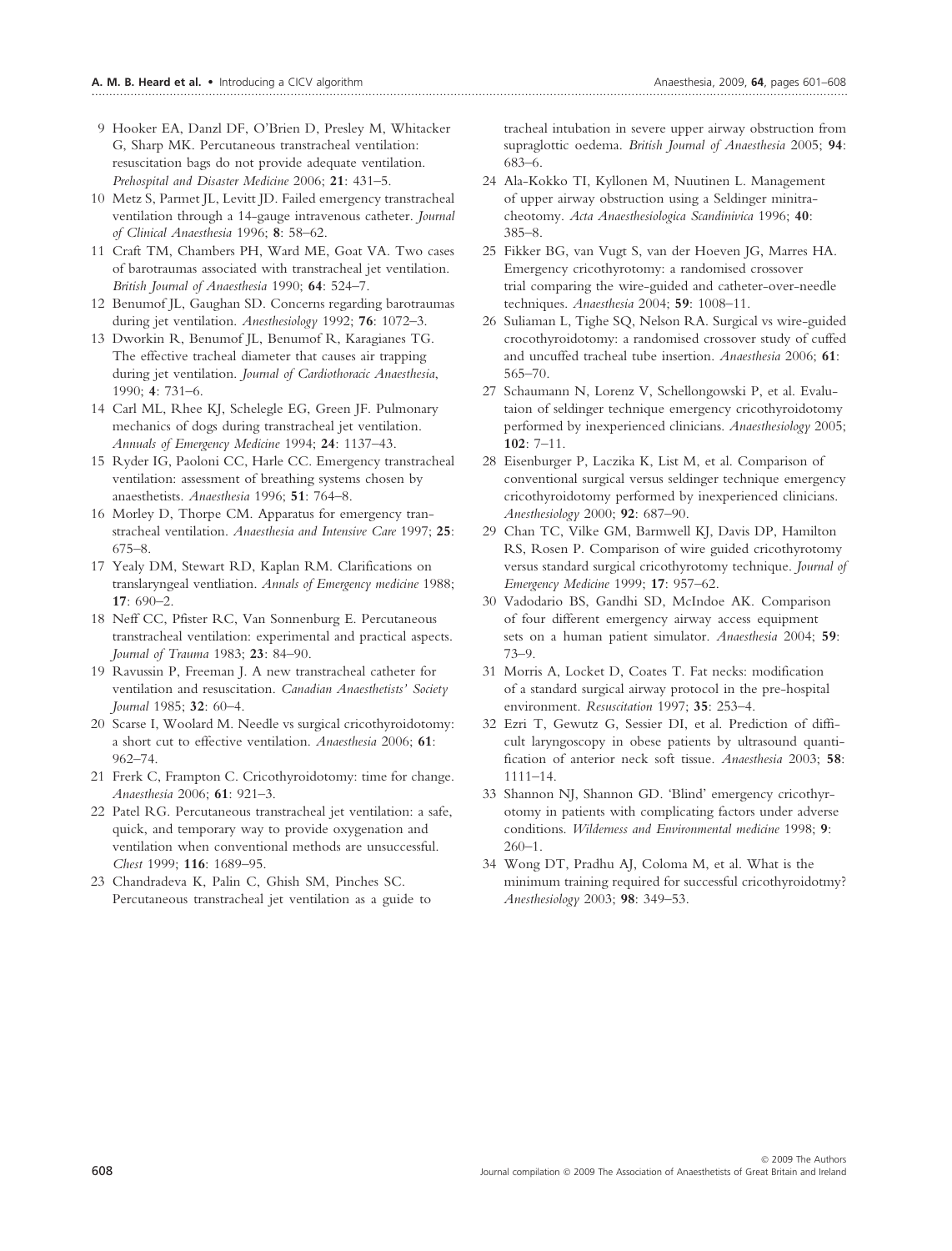9 Hooker EA, Danzl DF, O'Brien D, Presley M, Whitacker G, Sharp MK. Percutaneous transtracheal ventilation: resuscitation bags do not provide adequate ventilation. *Prehospital and Disaster Medicine* 2006; **21**: 431–5.

10 Metz S, Parmet JL, Levitt JD. Failed emergency transtracheal ventilation through a 14-gauge intravenous catheter. *Journal of Clinical Anaesthesia* 1996; **8**: 58–62.

11 Craft TM, Chambers PH, Ward ME, Goat VA. Two cases of barotraumas associated with transtracheal jet ventilation. *British Journal of Anaesthesia* 1990; **64**: 524–7.

12 Benumof JL, Gaughan SD. Concerns regarding barotraumas during jet ventilation. *Anesthesiology* 1992; **76**: 1072–3.

13 Dworkin R, Benumof JL, Benumof R, Karagianes TG. The effective tracheal diameter that causes air trapping during jet ventilation. *Journal of Cardiothoracic Anaesthesia*, 1990; **4**: 731–6.

14 Carl ML, Rhee KJ, Schelegle EG, Green JF. Pulmonary mechanics of dogs during transtracheal jet ventilation. *Annuals of Emergency Medicine* 1994; **24**: 1137–43.

15 Ryder IG, Paoloni CC, Harle CC. Emergency transtracheal ventilation: assessment of breathing systems chosen by anaesthetists. *Anaesthesia* 1996; **51**: 764–8.

16 Morley D, Thorpe CM. Apparatus for emergency transtracheal ventilation. *Anaesthesia and Intensive Care* 1997; **25**: 675–8.

17 Yealy DM, Stewart RD, Kaplan RM. Clarifications on translaryngeal ventliation. *Annals of Emergency medicine* 1988; **17**: 690–2.

18 Neff CC, Pfister RC, Van Sonnenburg E. Percutaneous transtracheal ventilation: experimental and practical aspects. *Journal of Trauma* 1983; **23**: 84–90.

19 Ravussin P, Freeman J. A new transtracheal catheter for ventilation and resuscitation. *Canadian Anaesthetists' Society Journal* 1985; **32**: 60–4.

20 Scarse I, Woolard M. Needle vs surgical cricothyroidotomy: a short cut to effective ventilation. *Anaesthesia* 2006; **61**: 962–74.

21 Frerk C, Frampton C. Cricothyroidotomy: time for change. *Anaesthesia* 2006; **61**: 921–3.

22 Patel RG. Percutaneous transtracheal jet ventilation: a safe, quick, and temporary way to provide oxygenation and ventilation when conventional methods are unsuccessful. *Chest* 1999; **116**: 1689–95.

23 Chandradeva K, Palin C, Ghish SM, Pinches SC. Percutaneous transtracheal jet ventilation as a guide to tracheal intubation in severe upper airway obstruction from supraglottic oedema. *British Journal of Anaesthesia* 2005; **94**: 683–6.

24 Ala-Kokko TI, Kyllonen M, Nuutinen L. Management of upper airway obstruction using a Seldinger minitracheotomy. *Acta Anaesthesiologica Scandinivica* 1996; **40**: 385–8.

25 Fikker BG, van Vugt S, van der Hoeven JG, Marres HA. Emergency cricothyrotomy: a randomised crossover trial comparing the wire-guided and catheter-over-needle techniques. *Anaesthesia* 2004; **59**: 1008–11.

26 Suliaman L, Tighe SQ, Nelson RA. Surgical vs wire-guided crocothyroidotomy: a randomised crossover study of cuffed and uncuffed tracheal tube insertion. *Anaesthesia* 2006; **61**: 565–70.

27 Schaumann N, Lorenz V, Schellongowski P, et al. Evalutaion of seldinger technique emergency cricothyroidotomy performed by inexperienced clinicians. *Anaesthesiology* 2005; **102**: 7–11.

28 Eisenburger P, Laczika K, List M, et al. Comparison of conventional surgical versus seldinger technique emergency cricothyroidotomy performed by inexperienced clinicians. *Anesthesiology* 2000; **92**: 687–90.

29 Chan TC, Vilke GM, Barmwell KJ, Davis DP, Hamilton RS, Rosen P. Comparison of wire guided cricothyrotomy versus standard surgical cricothyrotomy technique. *Journal of Emergency Medicine* 1999; **17**: 957–62.

30 Vadodario BS, Gandhi SD, McIndoe AK. Comparison of four different emergency airway access equipment sets on a human patient simulator. *Anaesthesia* 2004; **59**: 73–9.

31 Morris A, Locket D, Coates T. Fat necks: modification of a standard surgical airway protocol in the pre-hospital environment. *Resuscitation* 1997; **35**: 253–4.

32 Ezri T, Gewutz G, Sessier DI, et al. Prediction of difficult laryngoscopy in obese patients by ultrasound quantification of anterior neck soft tissue. *Anaesthesia* 2003; **58**: 1111–14.

33 Shannon NJ, Shannon GD. 'Blind' emergency cricothyrotomy in patients with complicating factors under adverse conditions. *Wilderness and Environmental medicine* 1998; **9**: 260–1.

34 Wong DT, Pradhu AJ, Coloma M, et al. What is the minimum training required for successful cricothyroidotmy? *Anesthesiology* 2003; **98**: 349–53.